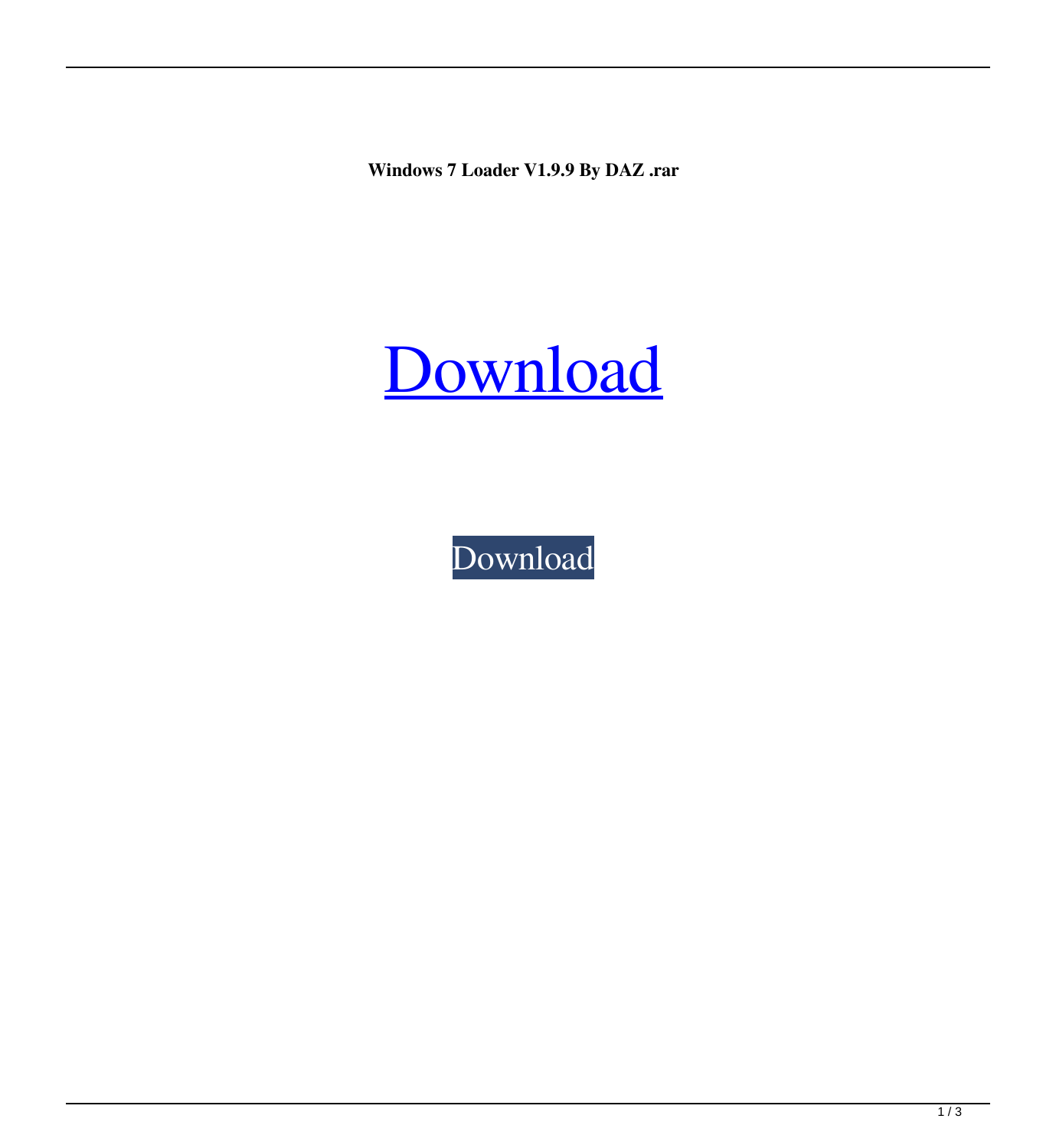**Windows 7 Loader V1.9.9 By DAZ .rar**

# [Download]

[Download]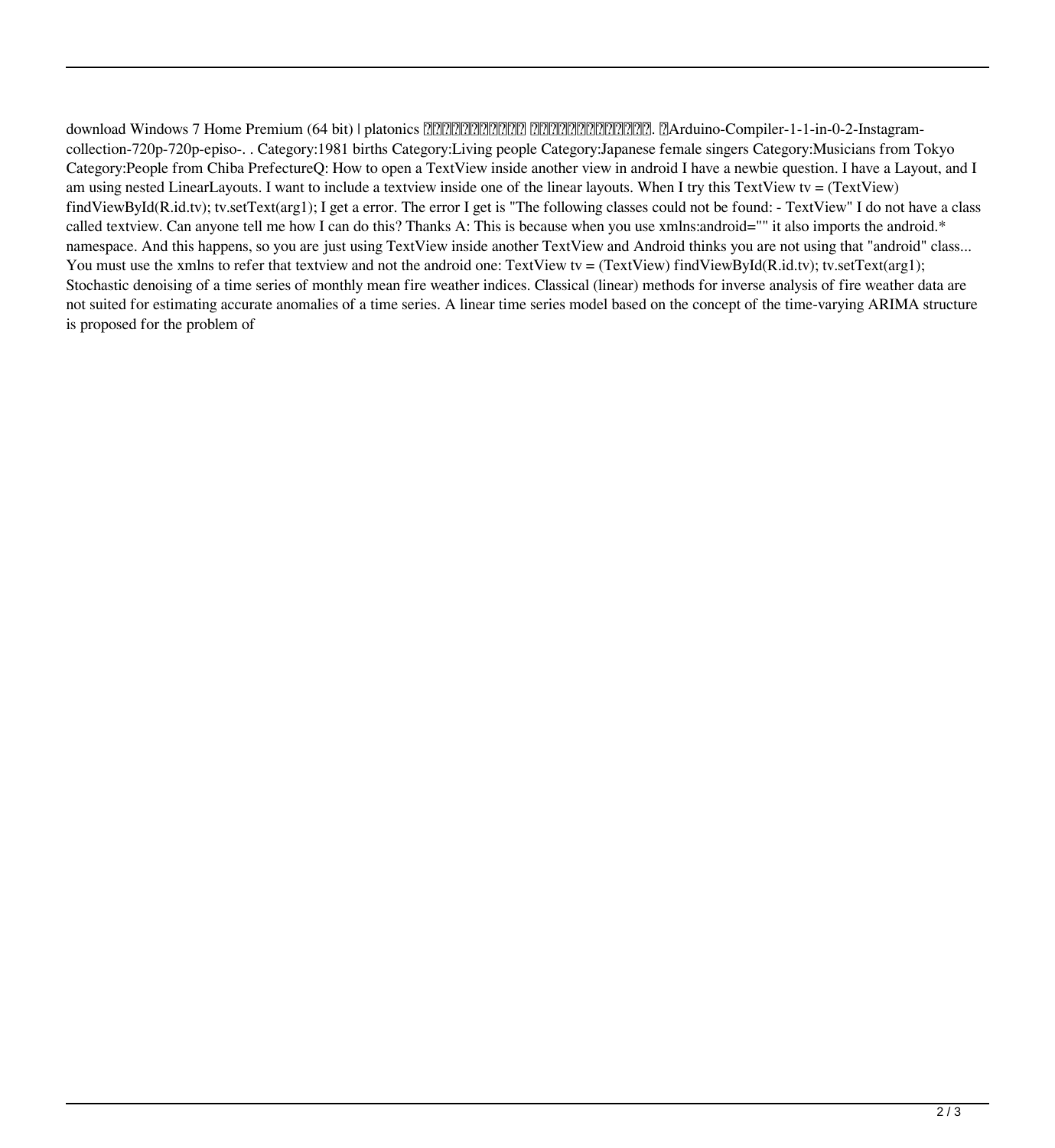download Windows 7 Home Premium (64 bit) | platonics ��������������� ������������������. �Arduino-Compiler-1-1-in-0-2-Instagram-collection-720p-720p-episo-. . Category:1981 births Category:Living people Category:Japanese female singers Category:Musicians from Tokyo Category:People from Chiba PrefectureQ: How to open a TextView inside another view in android I have a newbie question. I have a Layout, and I am using nested LinearLayouts. I want to include a textview inside one of the linear layouts. When I try this TextView tv = (TextView) findViewById(R.id.tv); tv.setText(arg1); I get a error. The error I get is "The following classes could not be found: - TextView" I do not have a class called textview. Can anyone tell me how I can do this? Thanks A: This is because when you use xmlns:android="" it also imports the android.* namespace. And this happens, so you are just using TextView inside another TextView and Android thinks you are not using that "android" class... You must use the xmlns to refer that textview and not the android one: TextView tv = (TextView) findViewById(R.id.tv); tv.setText(arg1); Stochastic denoising of a time series of monthly mean fire weather indices. Classical (linear) methods for inverse analysis of fire weather data are not suited for estimating accurate anomalies of a time series. A linear time series model based on the concept of the time-varying ARIMA structure is proposed for the problem of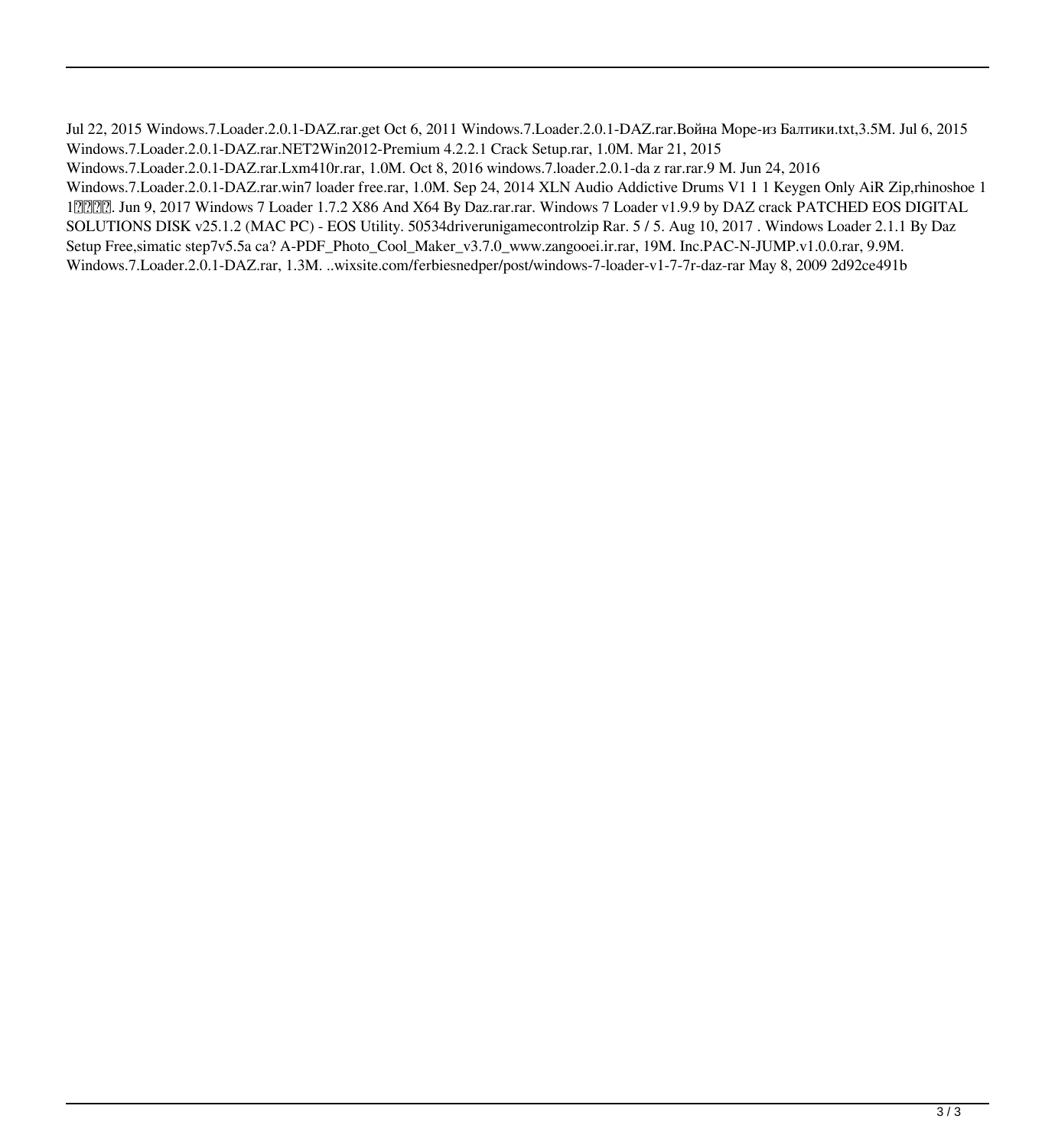Jul 22, 2015 Windows.7.Loader.2.0.1-DAZ.rar.get Oct 6, 2011 Windows.7.Loader.2.0.1-DAZ.rar.Война Море-из Балтики.txt,3.5M. Jul 6, 2015 Windows.7.Loader.2.0.1-DAZ.rar.NET2Win2012-Premium 4.2.2.1 Crack Setup.rar, 1.0M. Mar 21, 2015 Windows.7.Loader.2.0.1-DAZ.rar.Lxm410r.rar, 1.0M. Oct 8, 2016 windows.7.loader.2.0.1-da z rar.rar.9 M. Jun 24, 2016 Windows.7.Loader.2.0.1-DAZ.rar.win7 loader free.rar, 1.0M. Sep 24, 2014 XLN Audio Addictive Drums V1 1 1 Keygen Only AiR Zip,rhinoshoe 1 1????. Jun 9, 2017 Windows 7 Loader 1.7.2 X86 And X64 By Daz.rar.rar. Windows 7 Loader v1.9.9 by DAZ crack PATCHED EOS DIGITAL SOLUTIONS DISK v25.1.2 (MAC PC) - EOS Utility. 50534driverunigamecontrolzip Rar. 5 / 5. Aug 10, 2017 . Windows Loader 2.1.1 By Daz Setup Free,simatic step7v5.5a ca? A-PDF_Photo_Cool_Maker_v3.7.0_www.zangooei.ir.rar, 19M. Inc.PAC-N-JUMP.v1.0.0.rar, 9.9M. Windows.7.Loader.2.0.1-DAZ.rar, 1.3M. ..wixsite.com/ferbiesnedper/post/windows-7-loader-v1-7-7r-daz-rar May 8, 2009 2d92ce491b